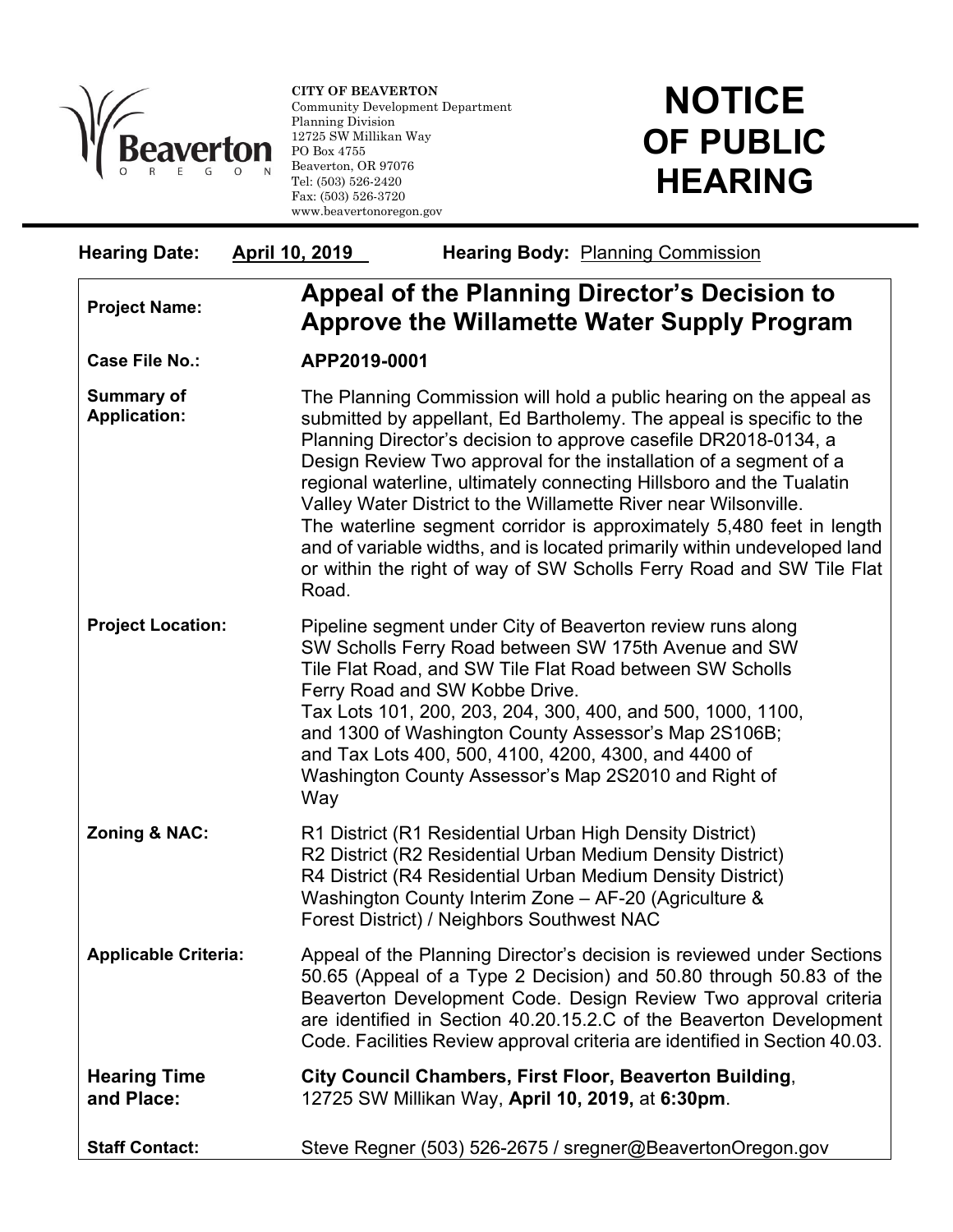**CITY OF BEAVERTON**
Community Development Department
Planning Division
12725 SW Millikan Way
PO Box 4755
Beaverton, OR 97076
Tel: (503) 526-2420
Fax: (503) 526-3720
www.beavertonoregon.gov

# NOTICE OF PUBLIC HEARING

**Hearing Date:** April 10, 2019 **Hearing Body:** Planning Commission

| | |
|---|---|
| **Project Name:** | **Appeal of the Planning Director's Decision to Approve the Willamette Water Supply Program** |
| **Case File No.:** | **APP2019-0001** |
| **Summary of Application:** | The Planning Commission will hold a public hearing on the appeal as submitted by appellant, Ed Bartholemy. The appeal is specific to the Planning Director's decision to approve casefile DR2018-0134, a Design Review Two approval for the installation of a segment of a regional waterline, ultimately connecting Hillsboro and the Tualatin Valley Water District to the Willamette River near Wilsonville. The waterline segment corridor is approximately 5,480 feet in length and of variable widths, and is located primarily within undeveloped land or within the right of way of SW Scholls Ferry Road and SW Tile Flat Road. |
| **Project Location:** | Pipeline segment under City of Beaverton review runs along SW Scholls Ferry Road between SW 175th Avenue and SW Tile Flat Road, and SW Tile Flat Road between SW Scholls Ferry Road and SW Kobbe Drive. Tax Lots 101, 200, 203, 204, 300, 400, and 500, 1000, 1100, and 1300 of Washington County Assessor's Map 2S106B; and Tax Lots 400, 500, 4100, 4200, 4300, and 4400 of Washington County Assessor's Map 2S2010 and Right of Way |
| **Zoning & NAC:** | R1 District (R1 Residential Urban High Density District)<br>R2 District (R2 Residential Urban Medium Density District)<br>R4 District (R4 Residential Urban Medium Density District)<br>Washington County Interim Zone – AF-20 (Agriculture & Forest District) / Neighbors Southwest NAC |
| **Applicable Criteria:** | Appeal of the Planning Director's decision is reviewed under Sections 50.65 (Appeal of a Type 2 Decision) and 50.80 through 50.83 of the Beaverton Development Code. Design Review Two approval criteria are identified in Section 40.20.15.2.C of the Beaverton Development Code. Facilities Review approval criteria are identified in Section 40.03. |
| **Hearing Time and Place:** | **City Council Chambers, First Floor, Beaverton Building**, 12725 SW Millikan Way, **April 10, 2019,** at **6:30pm**. |
| **Staff Contact:** | Steve Regner (503) 526-2675 / sregner@BeavertonOregon.gov |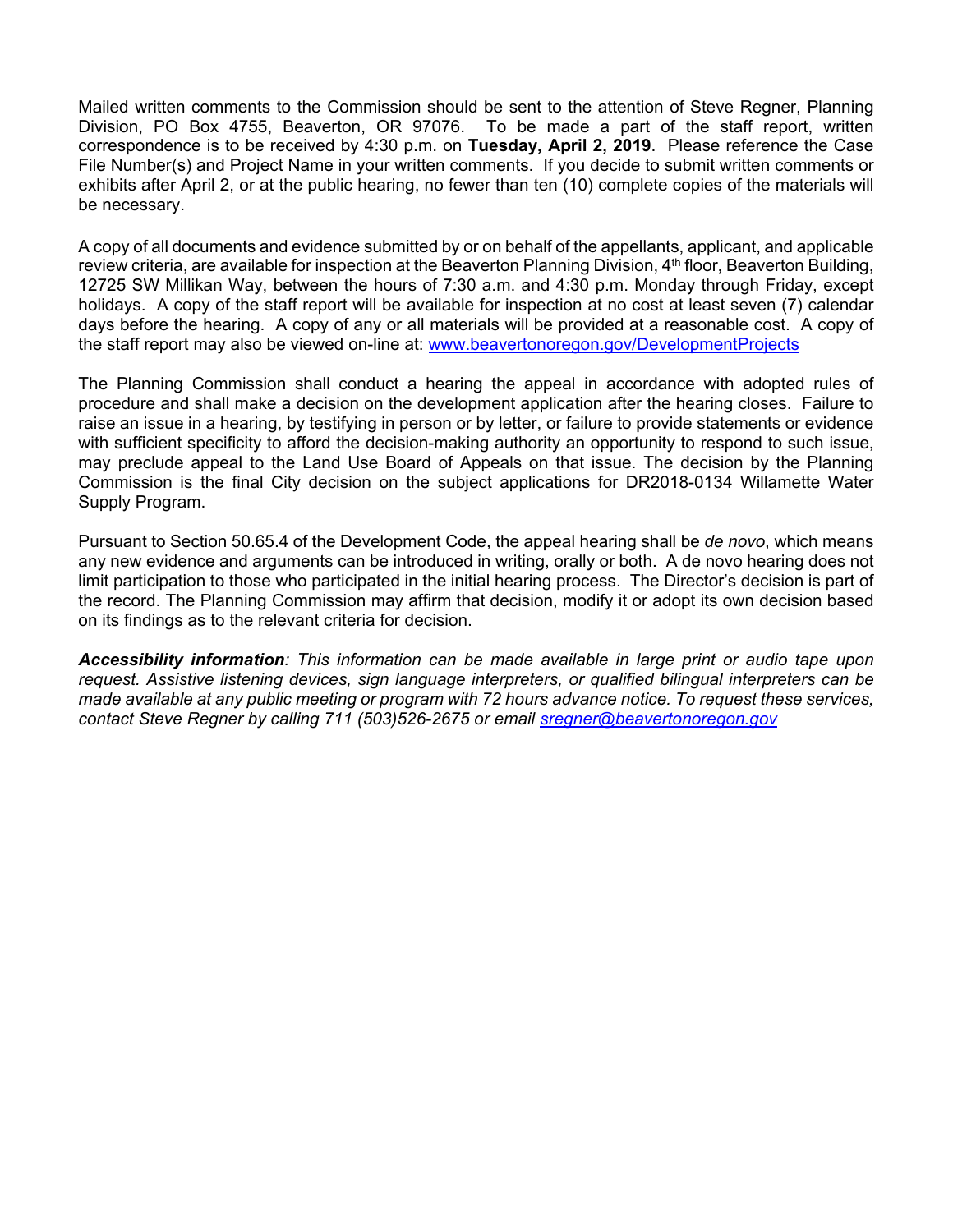Mailed written comments to the Commission should be sent to the attention of Steve Regner, Planning Division, PO Box 4755, Beaverton, OR 97076. To be made a part of the staff report, written correspondence is to be received by 4:30 p.m. on **Tuesday, April 2, 2019**. Please reference the Case File Number(s) and Project Name in your written comments. If you decide to submit written comments or exhibits after April 2, or at the public hearing, no fewer than ten (10) complete copies of the materials will be necessary.

A copy of all documents and evidence submitted by or on behalf of the appellants, applicant, and applicable review criteria, are available for inspection at the Beaverton Planning Division, 4th floor, Beaverton Building, 12725 SW Millikan Way, between the hours of 7:30 a.m. and 4:30 p.m. Monday through Friday, except holidays. A copy of the staff report will be available for inspection at no cost at least seven (7) calendar days before the hearing. A copy of any or all materials will be provided at a reasonable cost. A copy of the staff report may also be viewed on-line at: [www.beavertonoregon.gov/DevelopmentProjects](http://www.beavertonoregon.gov/DevelopmentProjects)

The Planning Commission shall conduct a hearing the appeal in accordance with adopted rules of procedure and shall make a decision on the development application after the hearing closes. Failure to raise an issue in a hearing, by testifying in person or by letter, or failure to provide statements or evidence with sufficient specificity to afford the decision-making authority an opportunity to respond to such issue, may preclude appeal to the Land Use Board of Appeals on that issue. The decision by the Planning Commission is the final City decision on the subject applications for DR2018-0134 Willamette Water Supply Program.

Pursuant to Section 50.65.4 of the Development Code, the appeal hearing shall be *de novo*, which means any new evidence and arguments can be introduced in writing, orally or both. A de novo hearing does not limit participation to those who participated in the initial hearing process. The Director's decision is part of the record. The Planning Commission may affirm that decision, modify it or adopt its own decision based on its findings as to the relevant criteria for decision.

***Accessibility information**: This information can be made available in large print or audio tape upon request. Assistive listening devices, sign language interpreters, or qualified bilingual interpreters can be made available at any public meeting or program with 72 hours advance notice. To request these services, contact Steve Regner by calling 711 (503)526-2675 or email [sregner@beavertonoregon.gov](mailto:sregner@beavertonoregon.gov)*